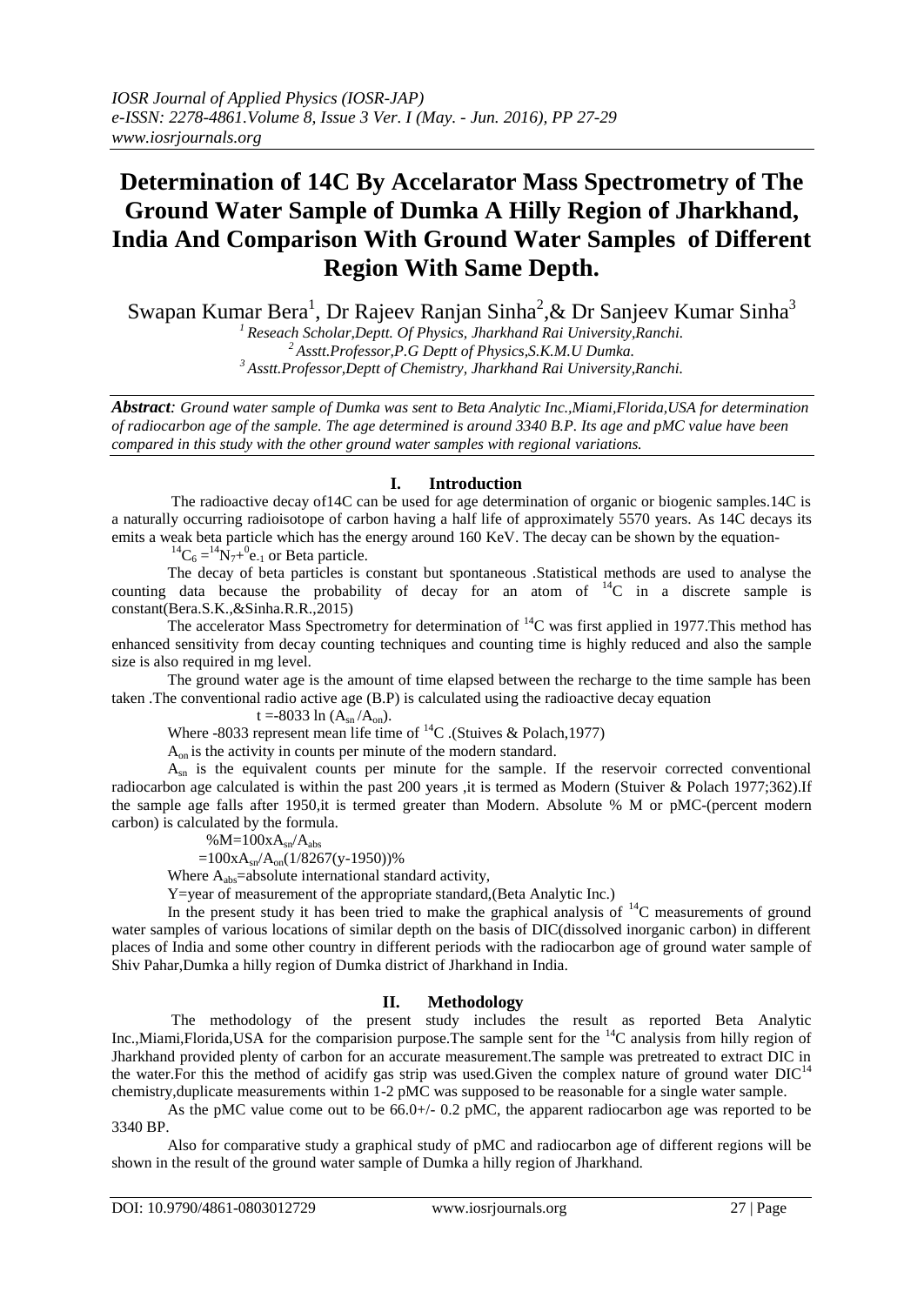# Determination of 14C By Accelarator Mass Spectrometry of The Ground Water Sample of Dumka A Hilly Region of Jharkhand, India And Comparison With Ground Water Samples of Different Region With Same Depth.

Swapan Kumar Bera[1], Dr Rajeev Ranjan Sinha[2],& Dr Sanjeev Kumar Sinha[3]

[1] Reseach Scholar,Deptt. Of Physics, Jharkhand Rai University,Ranchi.
[2] Asstt.Professor,P.G Deptt of Physics,S.K.M.U Dumka.
[3] Asstt.Professor,Deptt of Chemistry, Jharkhand Rai University,Ranchi.

***Abstract**: Ground water sample of Dumka was sent to Beta Analytic Inc.,Miami,Florida,USA for determination of radiocarbon age of the sample. The age determined is around 3340 B.P. Its age and pMC value have been compared in this study with the other ground water samples with regional variations.*

## I. Introduction

The radioactive decay of14C can be used for age determination of organic or biogenic samples.14C is a naturally occurring radioisotope of carbon having a half life of approximately 5570 years. As 14C decays its emits a weak beta particle which has the energy around 160 KeV. The decay can be shown by the equation-

$^{14}C_6 = ^{14}N_7 + ^0e_{-1}$ or Beta particle.

The decay of beta particles is constant but spontaneous .Statistical methods are used to analyse the counting data because the probability of decay for an atom of $^{14}C$ in a discrete sample is constant(Bera.S.K.,&Sinha.R.R.,2015)

The accelerator Mass Spectrometry for determination of $^{14}C$ was first applied in 1977.This method has enhanced sensitivity from decay counting techniques and counting time is highly reduced and also the sample size is also required in mg level.

The ground water age is the amount of time elapsed between the recharge to the time sample has been taken .The conventional radio active age (B.P) is calculated using the radioactive decay equation

$$t = -8033 \ln (A_{sn} / A_{on}).$$

Where -8033 represent mean life time of $^{14}C$ .(Stuives & Polach,1977)

$A_{on}$ is the activity in counts per minute of the modern standard.

$A_{sn}$ is the equivalent counts per minute for the sample. If the reservoir corrected conventional radiocarbon age calculated is within the past 200 years ,it is termed as Modern (Stuiver & Polach 1977;362).If the sample age falls after 1950,it is termed greater than Modern. Absolute % M or pMC-(percent modern carbon) is calculated by the formula.

$$\%M = 100 x A_{sn} / A_{abs}$$

$$= 100 x A_{sn} / A_{on} (1/8267(y-1950))\%$$

Where $A_{abs}$=absolute international standard activity,

Y=year of measurement of the appropriate standard,(Beta Analytic Inc.)

In the present study it has been tried to make the graphical analysis of $^{14}C$ measurements of ground water samples of various locations of similar depth on the basis of DIC(dissolved inorganic carbon) in different places of India and some other country in different periods with the radiocarbon age of ground water sample of Shiv Pahar,Dumka a hilly region of Dumka district of Jharkhand in India.

## II. Methodology

The methodology of the present study includes the result as reported Beta Analytic Inc.,Miami,Florida,USA for the comparision purpose.The sample sent for the $^{14}C$ analysis from hilly region of Jharkhand provided plenty of carbon for an accurate measurement.The sample was pretreated to extract DIC in the water.For this the method of acidify gas strip was used.Given the complex nature of ground water $DIC^{14}$ chemistry,duplicate measurements within 1-2 pMC was supposed to be reasonable for a single water sample.

As the pMC value come out to be 66.0+/- 0.2 pMC, the apparent radiocarbon age was reported to be 3340 BP.

Also for comparative study a graphical study of pMC and radiocarbon age of different regions will be shown in the result of the ground water sample of Dumka a hilly region of Jharkhand.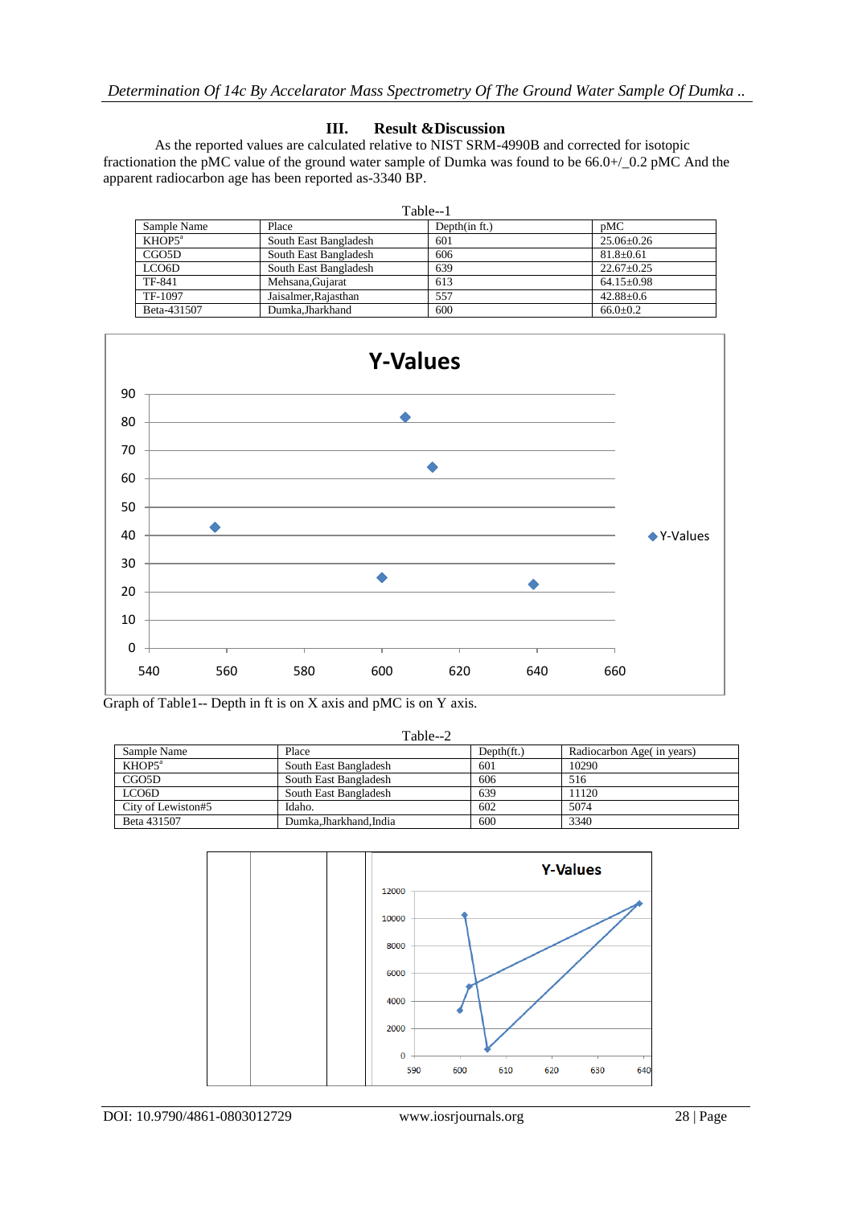## III. Result &Discussion

As the reported values are calculated relative to NIST SRM-4990B and corrected for isotopic fractionation the pMC value of the ground water sample of Dumka was found to be 66.0+/_0.2 pMC And the apparent radiocarbon age has been reported as-3340 BP.

Table--1

| Sample Name | Place | Depth(in ft.) | pMC |
|---|---|---|---|
| KHOP5[a] | South East Bangladesh | 601 | 25.06±0.26 |
| CGO5D | South East Bangladesh | 606 | 81.8±0.61 |
| LCO6D | South East Bangladesh | 639 | 22.67±0.25 |
| TF-841 | Mehsana,Gujarat | 613 | 64.15±0.98 |
| TF-1097 | Jaisalmer,Rajasthan | 557 | 42.88±0.6 |
| Beta-431507 | Dumka,Jharkhand | 600 | 66.0±0.2 |

Graph of Table1-- Depth in ft is on X axis and pMC is on Y axis.

Table--2

| Sample Name | Place | Depth(ft.) | Radiocarbon Age( in years) |
|---|---|---|---|
| KHOP5[a] | South East Bangladesh | 601 | 10290 |
| CGO5D | South East Bangladesh | 606 | 516 |
| LCO6D | South East Bangladesh | 639 | 11120 |
| City of Lewiston#5 | Idaho. | 602 | 5074 |
| Beta 431507 | Dumka,Jharkhand,India | 600 | 3340 |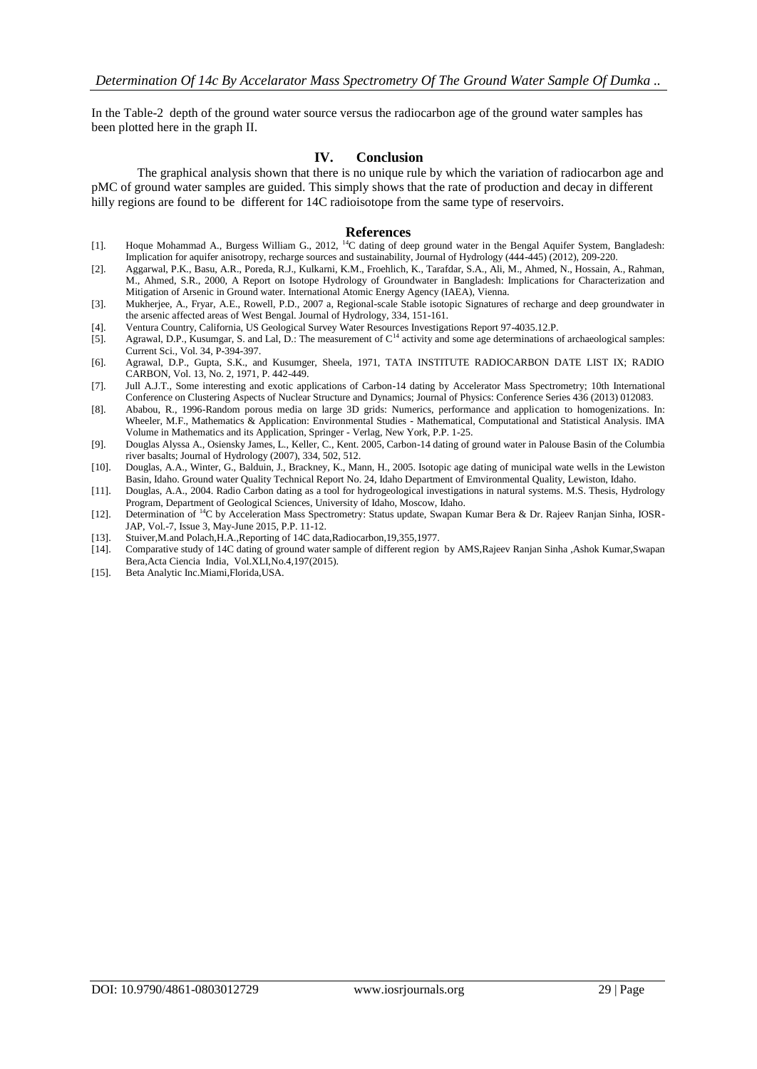In the Table-2 depth of the ground water source versus the radiocarbon age of the ground water samples has been plotted here in the graph II.

## IV. Conclusion

The graphical analysis shown that there is no unique rule by which the variation of radiocarbon age and pMC of ground water samples are guided. This simply shows that the rate of production and decay in different hilly regions are found to be different for 14C radioisotope from the same type of reservoirs.

## References

[1]. Hoque Mohammad A., Burgess William G., 2012, $^{14}$C dating of deep ground water in the Bengal Aquifer System, Bangladesh: Implication for aquifer anisotropy, recharge sources and sustainability, Journal of Hydrology (444-445) (2012), 209-220.

[2]. Aggarwal, P.K., Basu, A.R., Poreda, R.J., Kulkarni, K.M., Froehlich, K., Tarafdar, S.A., Ali, M., Ahmed, N., Hossain, A., Rahman, M., Ahmed, S.R., 2000, A Report on Isotope Hydrology of Groundwater in Bangladesh: Implications for Characterization and Mitigation of Arsenic in Ground water. International Atomic Energy Agency (IAEA), Vienna.

[3]. Mukherjee, A., Fryar, A.E., Rowell, P.D., 2007 a, Regional-scale Stable isotopic Signatures of recharge and deep groundwater in the arsenic affected areas of West Bengal. Journal of Hydrology, 334, 151-161.

[4]. Ventura Country, California, US Geological Survey Water Resources Investigations Report 97-4035.12.P.

[5]. Agrawal, D.P., Kusumgar, S. and Lal, D.: The measurement of $C^{14}$ activity and some age determinations of archaeological samples: Current Sci., Vol. 34, P-394-397.

[6]. Agrawal, D.P., Gupta, S.K., and Kusumger, Sheela, 1971, TATA INSTITUTE RADIOCARBON DATE LIST IX; RADIO CARBON, Vol. 13, No. 2, 1971, P. 442-449.

[7]. Jull A.J.T., Some interesting and exotic applications of Carbon-14 dating by Accelerator Mass Spectrometry; 10th International Conference on Clustering Aspects of Nuclear Structure and Dynamics; Journal of Physics: Conference Series 436 (2013) 012083.

[8]. Ababou, R., 1996-Random porous media on large 3D grids: Numerics, performance and application to homogenizations. In: Wheeler, M.F., Mathematics & Application: Environmental Studies - Mathematical, Computational and Statistical Analysis. IMA Volume in Mathematics and its Application, Springer - Verlag, New York, P.P. 1-25.

[9]. Douglas Alyssa A., Osiensky James, L., Keller, C., Kent. 2005, Carbon-14 dating of ground water in Palouse Basin of the Columbia river basalts; Journal of Hydrology (2007), 334, 502, 512.

[10]. Douglas, A.A., Winter, G., Balduin, J., Brackney, K., Mann, H., 2005. Isotopic age dating of municipal wate wells in the Lewiston Basin, Idaho. Ground water Quality Technical Report No. 24, Idaho Department of Emvironmental Quality, Lewiston, Idaho.

[11]. Douglas, A.A., 2004. Radio Carbon dating as a tool for hydrogeological investigations in natural systems. M.S. Thesis, Hydrology Program, Department of Geological Sciences, University of Idaho, Moscow, Idaho.

[12]. Determination of $^{14}$C by Acceleration Mass Spectrometry: Status update, Swapan Kumar Bera & Dr. Rajeev Ranjan Sinha, IOSR-JAP, Vol.-7, Issue 3, May-June 2015, P.P. 11-12.

[13]. Stuiver,M.and Polach,H.A.,Reporting of 14C data,Radiocarbon,19,355,1977.

[14]. Comparative study of 14C dating of ground water sample of different region by AMS,Rajeev Ranjan Sinha ,Ashok Kumar,Swapan Bera,Acta Ciencia India, Vol.XLI,No.4,197(2015).

[15]. Beta Analytic Inc.Miami,Florida,USA.